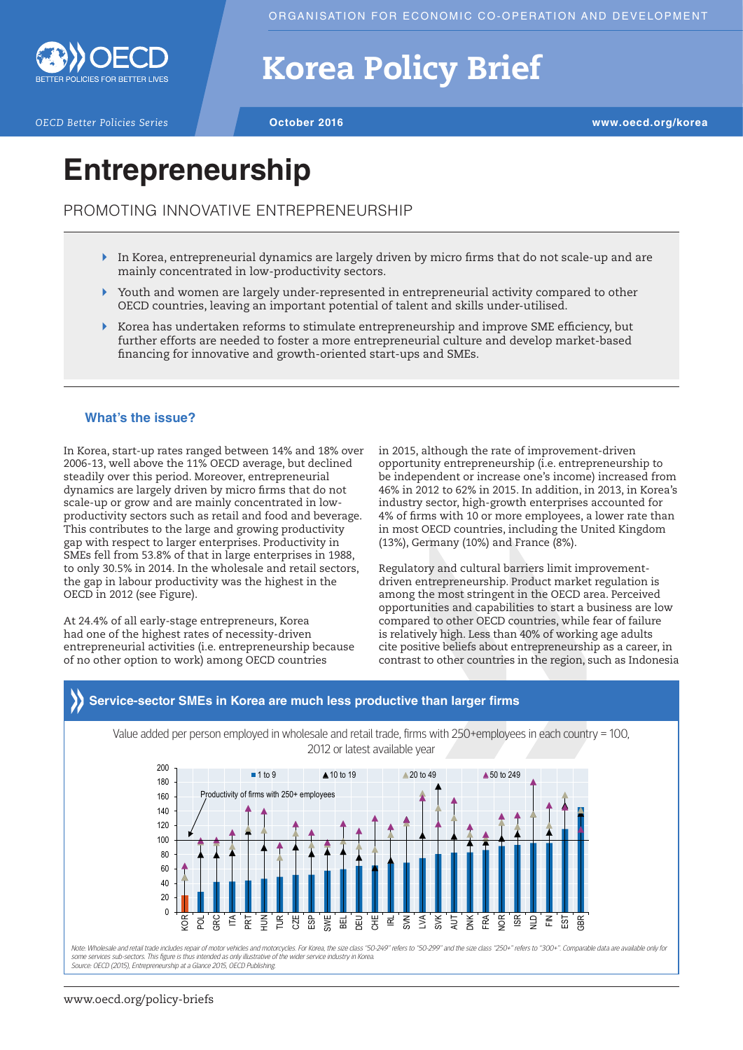ORGANISATION FOR ECONOMIC CO-OPERATION AND DEVELOPMENT

# Korea Policy Brief

OECD Better Policies Series

October 2016

www.oecd.org/korea

# Entrepreneurship

## PROMOTING INNOVATIVE ENTREPRENEURSHIP

- In Korea, entrepreneurial dynamics are largely driven by micro firms that do not scale-up and are mainly concentrated in low-productivity sectors.
- Youth and women are largely under-represented in entrepreneurial activity compared to other OECD countries, leaving an important potential of talent and skills under-utilised.
- Korea has undertaken reforms to stimulate entrepreneurship and improve SME efficiency, but further efforts are needed to foster a more entrepreneurial culture and develop market-based financing for innovative and growth-oriented start-ups and SMEs.

### What's the issue?

In Korea, start-up rates ranged between 14% and 18% over 2006-13, well above the 11% OECD average, but declined steadily over this period. Moreover, entrepreneurial dynamics are largely driven by micro firms that do not scale-up or grow and are mainly concentrated in low-productivity sectors such as retail and food and beverage. This contributes to the large and growing productivity gap with respect to larger enterprises. Productivity in SMEs fell from 53.8% of that in large enterprises in 1988, to only 30.5% in 2014. In the wholesale and retail sectors, the gap in labour productivity was the highest in the OECD in 2012 (see Figure).

At 24.4% of all early-stage entrepreneurs, Korea had one of the highest rates of necessity-driven entrepreneurial activities (i.e. entrepreneurship because of no other option to work) among OECD countries in 2015, although the rate of improvement-driven opportunity entrepreneurship (i.e. entrepreneurship to be independent or increase one's income) increased from 46% in 2012 to 62% in 2015. In addition, in 2013, in Korea's industry sector, high-growth enterprises accounted for 4% of firms with 10 or more employees, a lower rate than in most OECD countries, including the United Kingdom (13%), Germany (10%) and France (8%).

Regulatory and cultural barriers limit improvement-driven entrepreneurship. Product market regulation is among the most stringent in the OECD area. Perceived opportunities and capabilities to start a business are low compared to other OECD countries, while fear of failure is relatively high. Less than 40% of working age adults cite positive beliefs about entrepreneurship as a career, in contrast to other countries in the region, such as Indonesia

### Service-sector SMEs in Korea are much less productive than larger firms

Value added per person employed in wholesale and retail trade, firms with 250+employees in each country = 100, 2012 or latest available year

Legend: 1 to 9 (bars); 10 to 19; 20 to 49; 50 to 249. Reference line: Productivity of firms with 250+ employees.

Countries: KOR, POL, GRC, ITA, PRT, HUN, TUR, CZE, ESP, SWE, BEL, DEU, CHE, IRL, SVN, LVA, SVK, AUT, DNK, FRA, NOR, ISR, NLD, FIN, EST, GBR

*Note: Wholesale and retail trade includes repair of motor vehicles and motorcycles. For Korea, the size class "50-249" refers to "50-299" and the size class "250+" refers to "300+". Comparable data are available only for some services sub-sectors. This figure is thus intended as only illustrative of the wider service industry in Korea.*
*Source: OECD (2015), Entrepreneurship at a Glance 2015, OECD Publishing.*

www.oecd.org/policy-briefs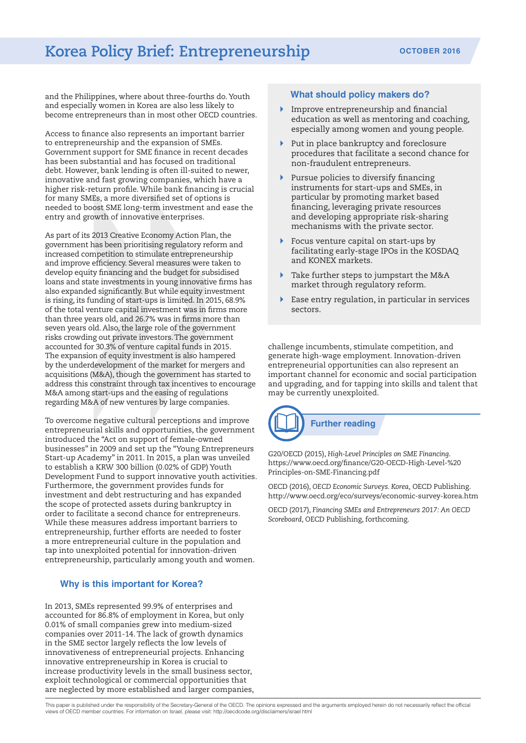and the Philippines, where about three-fourths do. Youth and especially women in Korea are also less likely to become entrepreneurs than in most other OECD countries.

Access to finance also represents an important barrier to entrepreneurship and the expansion of SMEs. Government support for SME finance in recent decades has been substantial and has focused on traditional debt. However, bank lending is often ill-suited to newer, innovative and fast growing companies, which have a higher risk-return profile. While bank financing is crucial for many SMEs, a more diversified set of options is needed to boost SME long-term investment and ease the entry and growth of innovative enterprises.

As part of its 2013 Creative Economy Action Plan, the government has been prioritising regulatory reform and increased competition to stimulate entrepreneurship and improve efficiency. Several measures were taken to develop equity financing and the budget for subsidised loans and state investments in young innovative firms has also expanded significantly. But while equity investment is rising, its funding of start-ups is limited. In 2015, 68.9% of the total venture capital investment was in firms more than three years old, and 26.7% was in firms more than seven years old. Also, the large role of the government risks crowding out private investors. The government accounted for 30.3% of venture capital funds in 2015. The expansion of equity investment is also hampered by the underdevelopment of the market for mergers and acquisitions (M&A), though the government has started to address this constraint through tax incentives to encourage M&A among start-ups and the easing of regulations regarding M&A of new ventures by large companies.

To overcome negative cultural perceptions and improve entrepreneurial skills and opportunities, the government introduced the "Act on support of female-owned businesses" in 2009 and set up the "Young Entrepreneurs Start-up Academy" in 2011. In 2015, a plan was unveiled to establish a KRW 300 billion (0.02% of GDP) Youth Development Fund to support innovative youth activities. Furthermore, the government provides funds for investment and debt restructuring and has expanded the scope of protected assets during bankruptcy in order to facilitate a second chance for entrepreneurs. While these measures address important barriers to entrepreneurship, further efforts are needed to foster a more entrepreneurial culture in the population and tap into unexploited potential for innovation-driven entrepreneurship, particularly among youth and women.

## Why is this important for Korea?

In 2013, SMEs represented 99.9% of enterprises and accounted for 86.8% of employment in Korea, but only 0.01% of small companies grew into medium-sized companies over 2011-14. The lack of growth dynamics in the SME sector largely reflects the low levels of innovativeness of entrepreneurial projects. Enhancing innovative entrepreneurship in Korea is crucial to increase productivity levels in the small business sector, exploit technological or commercial opportunities that are neglected by more established and larger companies, challenge incumbents, stimulate competition, and generate high-wage employment. Innovation-driven entrepreneurial opportunities can also represent an important channel for economic and social participation and upgrading, and for tapping into skills and talent that may be currently unexploited.

## What should policy makers do?

- Improve entrepreneurship and financial education as well as mentoring and coaching, especially among women and young people.
- Put in place bankruptcy and foreclosure procedures that facilitate a second chance for non-fraudulent entrepreneurs.
- Pursue policies to diversify financing instruments for start-ups and SMEs, in particular by promoting market based financing, leveraging private resources and developing appropriate risk-sharing mechanisms with the private sector.
- Focus venture capital on start-ups by facilitating early-stage IPOs in the KOSDAQ and KONEX markets.
- Take further steps to jumpstart the M&A market through regulatory reform.
- Ease entry regulation, in particular in services sectors.

## Further reading

G20/OECD (2015), *High-Level Principles on SME Financing*. https://www.oecd.org/finance/G20-OECD-High-Level-%20Principles-on-SME-Financing.pdf

OECD (2016), *OECD Economic Surveys. Korea*, OECD Publishing. http://www.oecd.org/eco/surveys/economic-survey-korea.htm

OECD (2017), *Financing SMEs and Entrepreneurs 2017: An OECD Scoreboard*, OECD Publishing, forthcoming.

This paper is published under the responsibility of the Secretary-General of the OECD. The opinions expressed and the arguments employed herein do not necessarily reflect the official views of OECD member countries. For information on Israel, please visit: http://oecdcode.org/disclaimers/israel.html